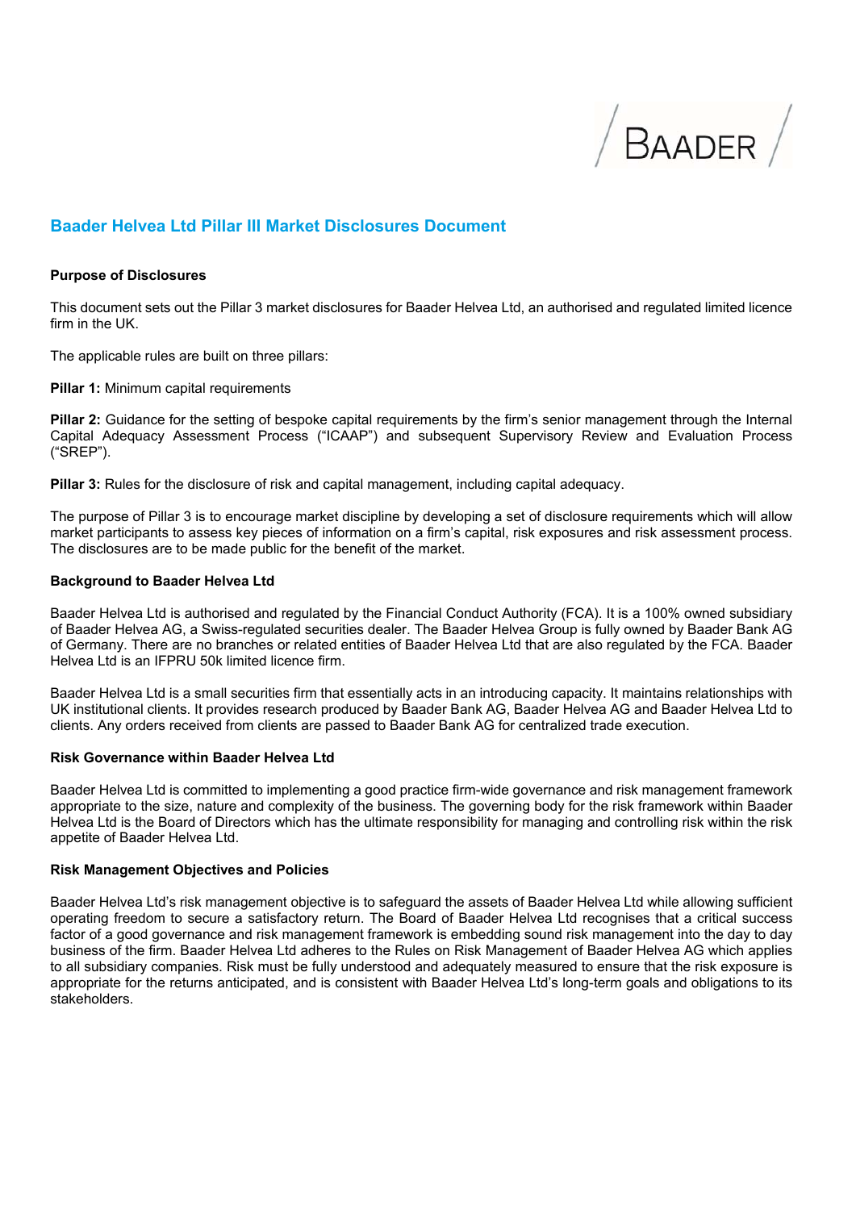# Baader Helvea Ltd Pillar III Market Disclosures Document

**Purpose of Disclosures**

This document sets out the Pillar 3 market disclosures for Baader Helvea Ltd, an authorised and regulated limited licence firm in the UK.

The applicable rules are built on three pillars:

**Pillar 1:** Minimum capital requirements

**Pillar 2:** Guidance for the setting of bespoke capital requirements by the firm's senior management through the Internal Capital Adequacy Assessment Process ("ICAAP") and subsequent Supervisory Review and Evaluation Process ("SREP").

**Pillar 3:** Rules for the disclosure of risk and capital management, including capital adequacy.

The purpose of Pillar 3 is to encourage market discipline by developing a set of disclosure requirements which will allow market participants to assess key pieces of information on a firm's capital, risk exposures and risk assessment process. The disclosures are to be made public for the benefit of the market.

**Background to Baader Helvea Ltd**

Baader Helvea Ltd is authorised and regulated by the Financial Conduct Authority (FCA). It is a 100% owned subsidiary of Baader Helvea AG, a Swiss-regulated securities dealer. The Baader Helvea Group is fully owned by Baader Bank AG of Germany. There are no branches or related entities of Baader Helvea Ltd that are also regulated by the FCA. Baader Helvea Ltd is an IFPRU 50k limited licence firm.

Baader Helvea Ltd is a small securities firm that essentially acts in an introducing capacity. It maintains relationships with UK institutional clients. It provides research produced by Baader Bank AG, Baader Helvea AG and Baader Helvea Ltd to clients. Any orders received from clients are passed to Baader Bank AG for centralized trade execution.

**Risk Governance within Baader Helvea Ltd**

Baader Helvea Ltd is committed to implementing a good practice firm-wide governance and risk management framework appropriate to the size, nature and complexity of the business. The governing body for the risk framework within Baader Helvea Ltd is the Board of Directors which has the ultimate responsibility for managing and controlling risk within the risk appetite of Baader Helvea Ltd.

**Risk Management Objectives and Policies**

Baader Helvea Ltd's risk management objective is to safeguard the assets of Baader Helvea Ltd while allowing sufficient operating freedom to secure a satisfactory return. The Board of Baader Helvea Ltd recognises that a critical success factor of a good governance and risk management framework is embedding sound risk management into the day to day business of the firm. Baader Helvea Ltd adheres to the Rules on Risk Management of Baader Helvea AG which applies to all subsidiary companies. Risk must be fully understood and adequately measured to ensure that the risk exposure is appropriate for the returns anticipated, and is consistent with Baader Helvea Ltd's long-term goals and obligations to its stakeholders.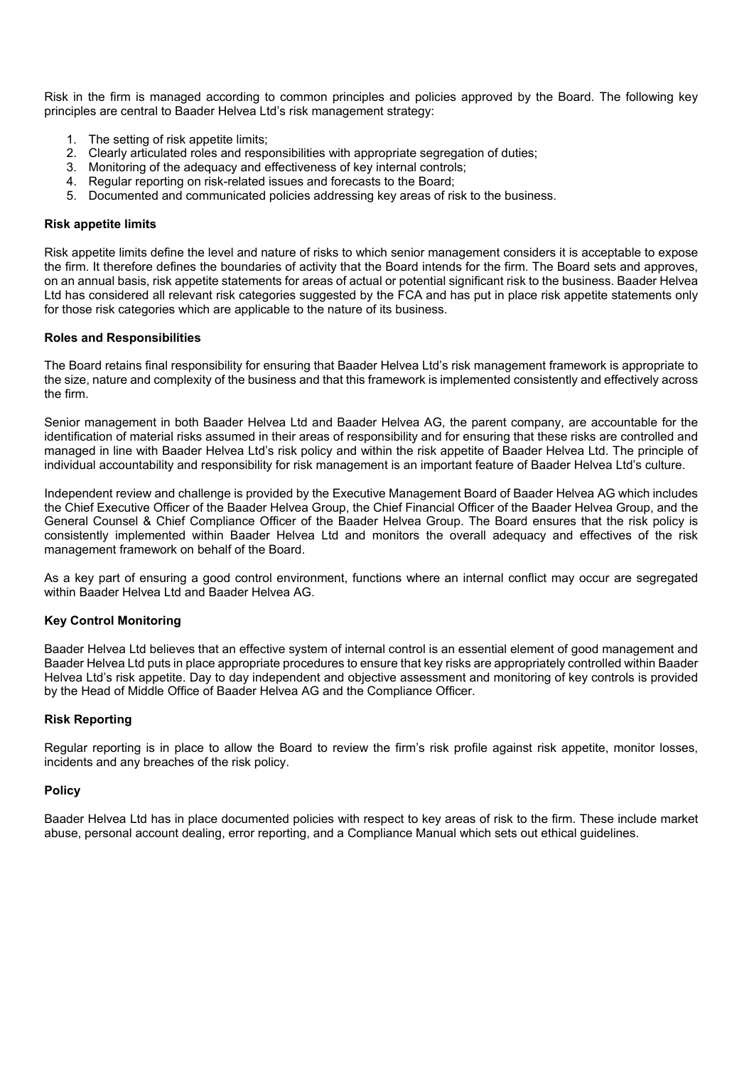Risk in the firm is managed according to common principles and policies approved by the Board. The following key principles are central to Baader Helvea Ltd's risk management strategy:

1. The setting of risk appetite limits;
2. Clearly articulated roles and responsibilities with appropriate segregation of duties;
3. Monitoring of the adequacy and effectiveness of key internal controls;
4. Regular reporting on risk-related issues and forecasts to the Board;
5. Documented and communicated policies addressing key areas of risk to the business.

**Risk appetite limits**

Risk appetite limits define the level and nature of risks to which senior management considers it is acceptable to expose the firm. It therefore defines the boundaries of activity that the Board intends for the firm. The Board sets and approves, on an annual basis, risk appetite statements for areas of actual or potential significant risk to the business. Baader Helvea Ltd has considered all relevant risk categories suggested by the FCA and has put in place risk appetite statements only for those risk categories which are applicable to the nature of its business.

**Roles and Responsibilities**

The Board retains final responsibility for ensuring that Baader Helvea Ltd's risk management framework is appropriate to the size, nature and complexity of the business and that this framework is implemented consistently and effectively across the firm.

Senior management in both Baader Helvea Ltd and Baader Helvea AG, the parent company, are accountable for the identification of material risks assumed in their areas of responsibility and for ensuring that these risks are controlled and managed in line with Baader Helvea Ltd's risk policy and within the risk appetite of Baader Helvea Ltd. The principle of individual accountability and responsibility for risk management is an important feature of Baader Helvea Ltd's culture.

Independent review and challenge is provided by the Executive Management Board of Baader Helvea AG which includes the Chief Executive Officer of the Baader Helvea Group, the Chief Financial Officer of the Baader Helvea Group, and the General Counsel & Chief Compliance Officer of the Baader Helvea Group. The Board ensures that the risk policy is consistently implemented within Baader Helvea Ltd and monitors the overall adequacy and effectives of the risk management framework on behalf of the Board.

As a key part of ensuring a good control environment, functions where an internal conflict may occur are segregated within Baader Helvea Ltd and Baader Helvea AG.

**Key Control Monitoring**

Baader Helvea Ltd believes that an effective system of internal control is an essential element of good management and Baader Helvea Ltd puts in place appropriate procedures to ensure that key risks are appropriately controlled within Baader Helvea Ltd's risk appetite. Day to day independent and objective assessment and monitoring of key controls is provided by the Head of Middle Office of Baader Helvea AG and the Compliance Officer.

**Risk Reporting**

Regular reporting is in place to allow the Board to review the firm's risk profile against risk appetite, monitor losses, incidents and any breaches of the risk policy.

**Policy**

Baader Helvea Ltd has in place documented policies with respect to key areas of risk to the firm. These include market abuse, personal account dealing, error reporting, and a Compliance Manual which sets out ethical guidelines.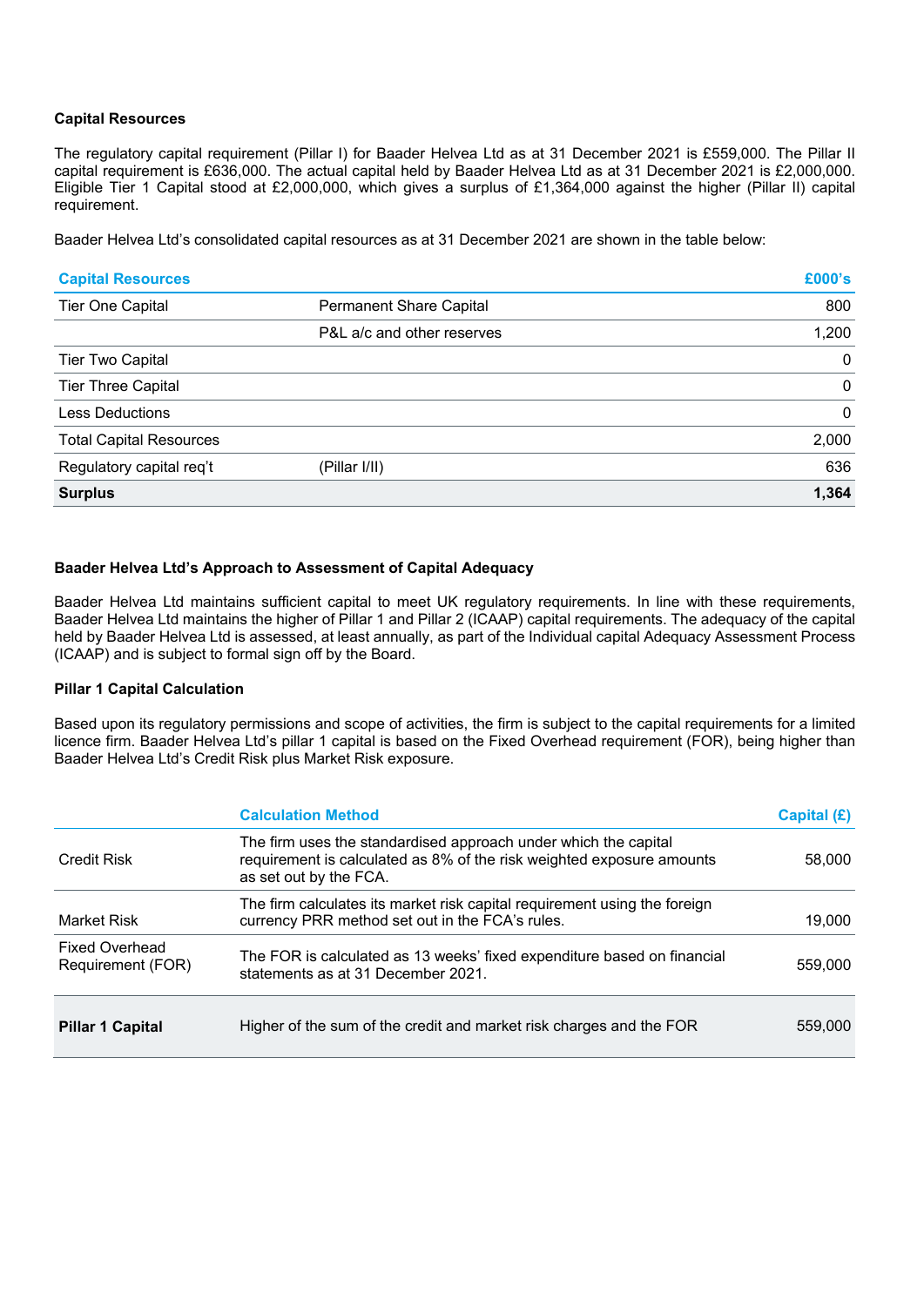### Capital Resources

The regulatory capital requirement (Pillar I) for Baader Helvea Ltd as at 31 December 2021 is £559,000. The Pillar II capital requirement is £636,000. The actual capital held by Baader Helvea Ltd as at 31 December 2021 is £2,000,000. Eligible Tier 1 Capital stood at £2,000,000, which gives a surplus of £1,364,000 against the higher (Pillar II) capital requirement.

Baader Helvea Ltd's consolidated capital resources as at 31 December 2021 are shown in the table below:

| Capital Resources | | £000's |
|---|---|---|
| Tier One Capital | Permanent Share Capital | 800 |
| | P&L a/c and other reserves | 1,200 |
| Tier Two Capital | | 0 |
| Tier Three Capital | | 0 |
| Less Deductions | | 0 |
| Total Capital Resources | | 2,000 |
| Regulatory capital req't | (Pillar I/II) | 636 |
| **Surplus** | | **1,364** |

### Baader Helvea Ltd's Approach to Assessment of Capital Adequacy

Baader Helvea Ltd maintains sufficient capital to meet UK regulatory requirements. In line with these requirements, Baader Helvea Ltd maintains the higher of Pillar 1 and Pillar 2 (ICAAP) capital requirements. The adequacy of the capital held by Baader Helvea Ltd is assessed, at least annually, as part of the Individual capital Adequacy Assessment Process (ICAAP) and is subject to formal sign off by the Board.

### Pillar 1 Capital Calculation

Based upon its regulatory permissions and scope of activities, the firm is subject to the capital requirements for a limited licence firm. Baader Helvea Ltd's pillar 1 capital is based on the Fixed Overhead requirement (FOR), being higher than Baader Helvea Ltd's Credit Risk plus Market Risk exposure.

| | Calculation Method | Capital (£) |
|---|---|---|
| Credit Risk | The firm uses the standardised approach under which the capital requirement is calculated as 8% of the risk weighted exposure amounts as set out by the FCA. | 58,000 |
| Market Risk | The firm calculates its market risk capital requirement using the foreign currency PRR method set out in the FCA's rules. | 19,000 |
| Fixed Overhead Requirement (FOR) | The FOR is calculated as 13 weeks' fixed expenditure based on financial statements as at 31 December 2021. | 559,000 |
| **Pillar 1 Capital** | Higher of the sum of the credit and market risk charges and the FOR | 559,000 |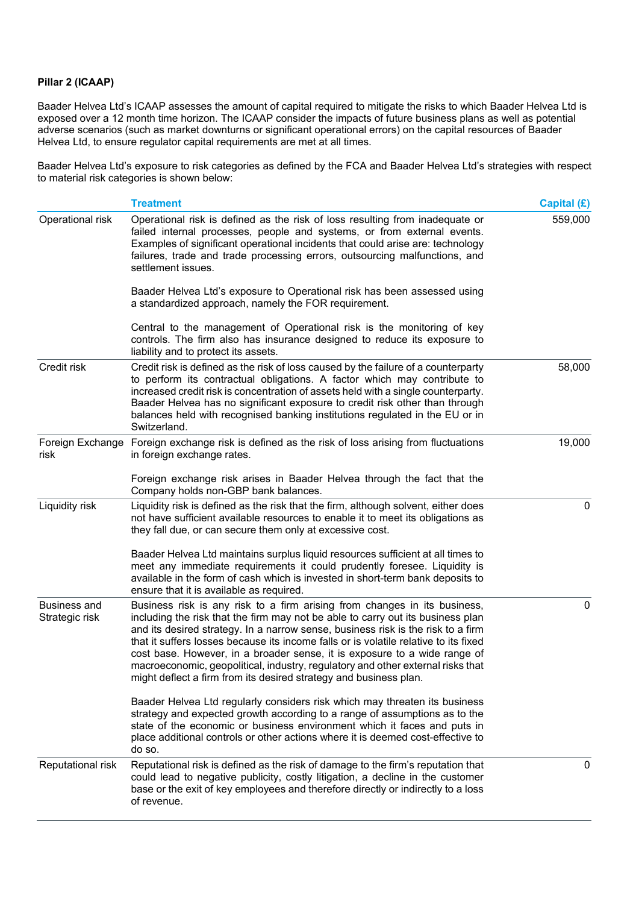**Pillar 2 (ICAAP)**

Baader Helvea Ltd's ICAAP assesses the amount of capital required to mitigate the risks to which Baader Helvea Ltd is exposed over a 12 month time horizon. The ICAAP consider the impacts of future business plans as well as potential adverse scenarios (such as market downturns or significant operational errors) on the capital resources of Baader Helvea Ltd, to ensure regulator capital requirements are met at all times.

Baader Helvea Ltd's exposure to risk categories as defined by the FCA and Baader Helvea Ltd's strategies with respect to material risk categories is shown below:

| | Treatment | Capital (£) |
|---|---|---|
| Operational risk | Operational risk is defined as the risk of loss resulting from inadequate or failed internal processes, people and systems, or from external events. Examples of significant operational incidents that could arise are: technology failures, trade and trade processing errors, outsourcing malfunctions, and settlement issues.<br><br>Baader Helvea Ltd's exposure to Operational risk has been assessed using a standardized approach, namely the FOR requirement.<br><br>Central to the management of Operational risk is the monitoring of key controls. The firm also has insurance designed to reduce its exposure to liability and to protect its assets. | 559,000 |
| Credit risk | Credit risk is defined as the risk of loss caused by the failure of a counterparty to perform its contractual obligations. A factor which may contribute to increased credit risk is concentration of assets held with a single counterparty. Baader Helvea has no significant exposure to credit risk other than through balances held with recognised banking institutions regulated in the EU or in Switzerland. | 58,000 |
| Foreign Exchange risk | Foreign exchange risk is defined as the risk of loss arising from fluctuations in foreign exchange rates.<br><br>Foreign exchange risk arises in Baader Helvea through the fact that the Company holds non-GBP bank balances. | 19,000 |
| Liquidity risk | Liquidity risk is defined as the risk that the firm, although solvent, either does not have sufficient available resources to enable it to meet its obligations as they fall due, or can secure them only at excessive cost.<br><br>Baader Helvea Ltd maintains surplus liquid resources sufficient at all times to meet any immediate requirements it could prudently foresee. Liquidity is available in the form of cash which is invested in short-term bank deposits to ensure that it is available as required. | 0 |
| Business and Strategic risk | Business risk is any risk to a firm arising from changes in its business, including the risk that the firm may not be able to carry out its business plan and its desired strategy. In a narrow sense, business risk is the risk to a firm that it suffers losses because its income falls or is volatile relative to its fixed cost base. However, in a broader sense, it is exposure to a wide range of macroeconomic, geopolitical, industry, regulatory and other external risks that might deflect a firm from its desired strategy and business plan.<br><br>Baader Helvea Ltd regularly considers risk which may threaten its business strategy and expected growth according to a range of assumptions as to the state of the economic or business environment which it faces and puts in place additional controls or other actions where it is deemed cost-effective to do so. | 0 |
| Reputational risk | Reputational risk is defined as the risk of damage to the firm's reputation that could lead to negative publicity, costly litigation, a decline in the customer base or the exit of key employees and therefore directly or indirectly to a loss of revenue. | 0 |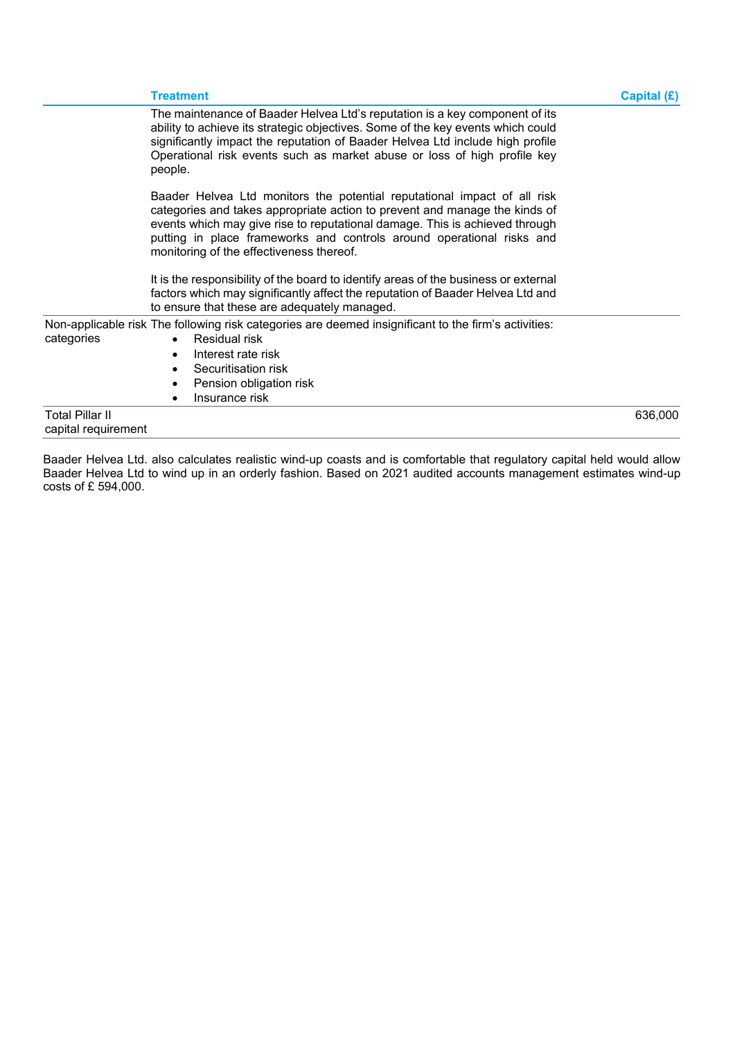| | Treatment | Capital (£) |
|---|---|---|
| | The maintenance of Baader Helvea Ltd's reputation is a key component of its ability to achieve its strategic objectives. Some of the key events which could significantly impact the reputation of Baader Helvea Ltd include high profile Operational risk events such as market abuse or loss of high profile key people.<br><br>Baader Helvea Ltd monitors the potential reputational impact of all risk categories and takes appropriate action to prevent and manage the kinds of events which may give rise to reputational damage. This is achieved through putting in place frameworks and controls around operational risks and monitoring of the effectiveness thereof.<br><br>It is the responsibility of the board to identify areas of the business or external factors which may significantly affect the reputation of Baader Helvea Ltd and to ensure that these are adequately managed. | |
| Non-applicable risk categories | The following risk categories are deemed insignificant to the firm's activities:<br>• Residual risk<br>• Interest rate risk<br>• Securitisation risk<br>• Pension obligation risk<br>• Insurance risk | |
| Total Pillar II capital requirement | | 636,000 |

Baader Helvea Ltd. also calculates realistic wind-up coasts and is comfortable that regulatory capital held would allow Baader Helvea Ltd to wind up in an orderly fashion. Based on 2021 audited accounts management estimates wind-up costs of £ 594,000.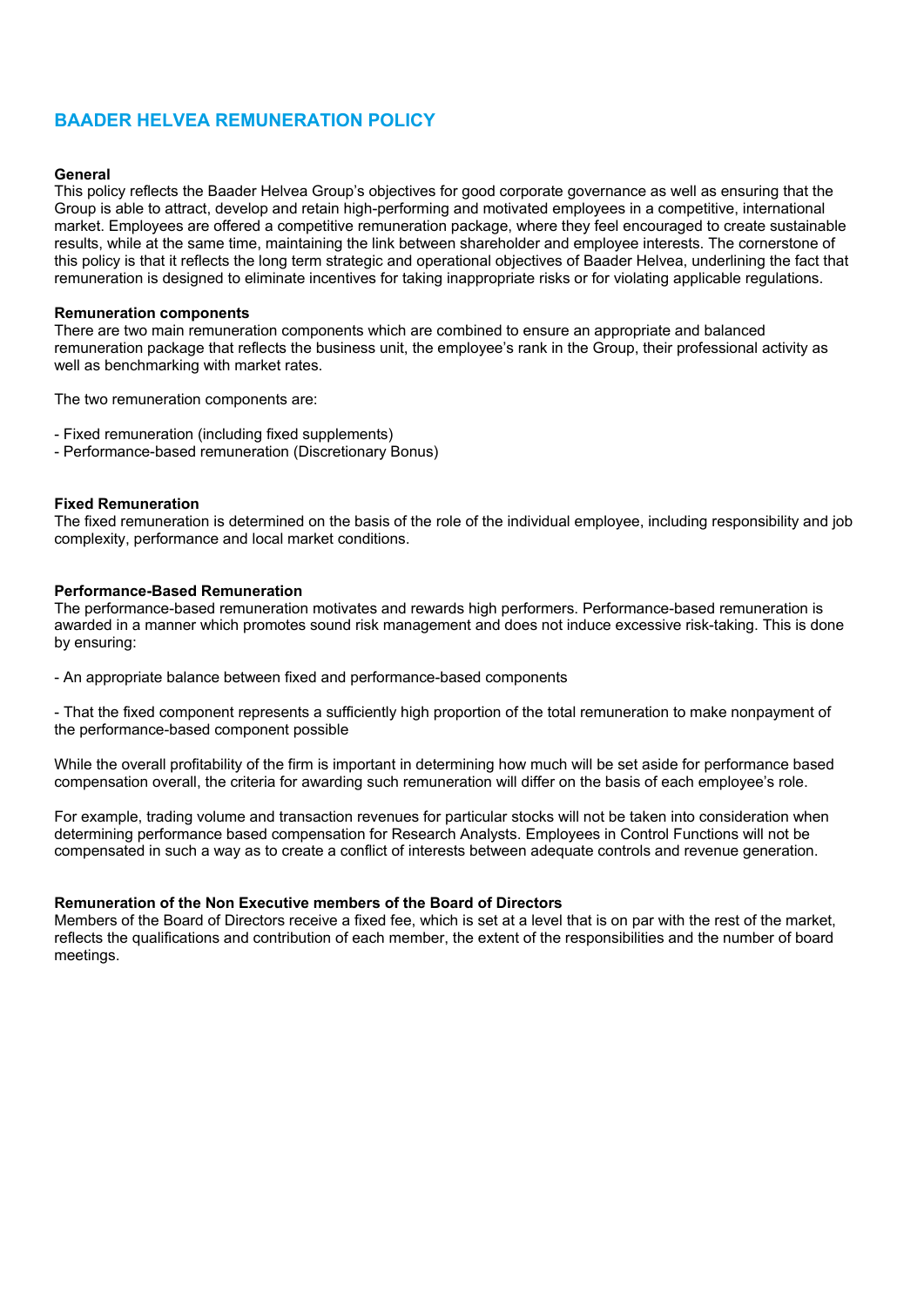# BAADER HELVEA REMUNERATION POLICY

**General**

This policy reflects the Baader Helvea Group's objectives for good corporate governance as well as ensuring that the Group is able to attract, develop and retain high-performing and motivated employees in a competitive, international market. Employees are offered a competitive remuneration package, where they feel encouraged to create sustainable results, while at the same time, maintaining the link between shareholder and employee interests. The cornerstone of this policy is that it reflects the long term strategic and operational objectives of Baader Helvea, underlining the fact that remuneration is designed to eliminate incentives for taking inappropriate risks or for violating applicable regulations.

**Remuneration components**

There are two main remuneration components which are combined to ensure an appropriate and balanced remuneration package that reflects the business unit, the employee's rank in the Group, their professional activity as well as benchmarking with market rates.

The two remuneration components are:

- Fixed remuneration (including fixed supplements)
- Performance-based remuneration (Discretionary Bonus)

**Fixed Remuneration**

The fixed remuneration is determined on the basis of the role of the individual employee, including responsibility and job complexity, performance and local market conditions.

**Performance-Based Remuneration**

The performance-based remuneration motivates and rewards high performers. Performance-based remuneration is awarded in a manner which promotes sound risk management and does not induce excessive risk-taking. This is done by ensuring:

- An appropriate balance between fixed and performance-based components

- That the fixed component represents a sufficiently high proportion of the total remuneration to make nonpayment of the performance-based component possible

While the overall profitability of the firm is important in determining how much will be set aside for performance based compensation overall, the criteria for awarding such remuneration will differ on the basis of each employee's role.

For example, trading volume and transaction revenues for particular stocks will not be taken into consideration when determining performance based compensation for Research Analysts. Employees in Control Functions will not be compensated in such a way as to create a conflict of interests between adequate controls and revenue generation.

**Remuneration of the Non Executive members of the Board of Directors**

Members of the Board of Directors receive a fixed fee, which is set at a level that is on par with the rest of the market, reflects the qualifications and contribution of each member, the extent of the responsibilities and the number of board meetings.